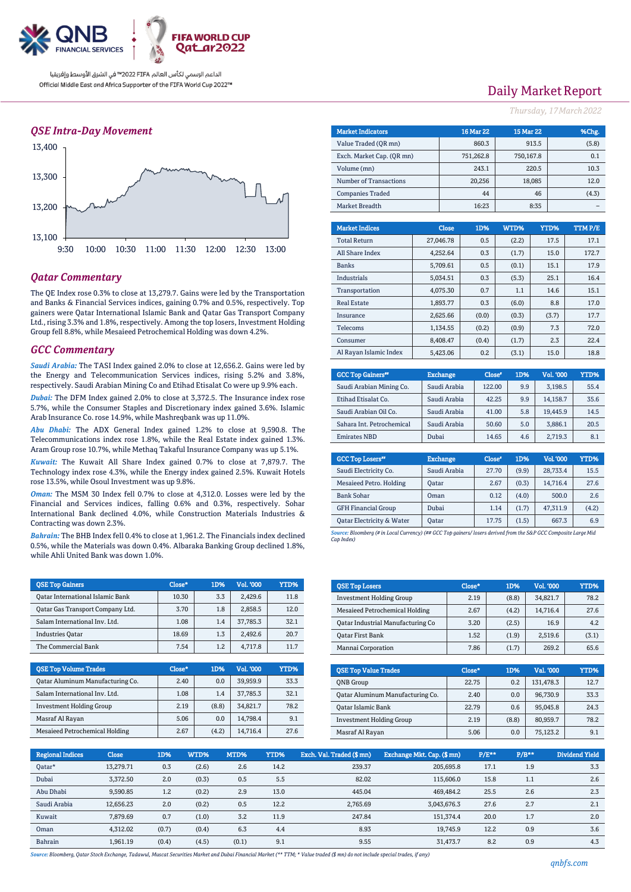QNB FINANCIAL SERVICES

FIFA WORLD CUP Qatar2022

الداعم الرسمي لكأس العالم FIFA 2022™ في الشرق الأوسط وإفريقيا

Official Middle East and Africa Supporter of the FIFA World Cup 2022™

# Daily Market Report

*Thursday, 17 March 2022*

## QSE Intra-Day Movement

## Qatar Commentary

The QE Index rose 0.3% to close at 13,279.7. Gains were led by the Transportation and Banks & Financial Services indices, gaining 0.7% and 0.5%, respectively. Top gainers were Qatar International Islamic Bank and Qatar Gas Transport Company Ltd., rising 3.3% and 1.8%, respectively. Among the top losers, Investment Holding Group fell 8.8%, while Mesaieed Petrochemical Holding was down 4.2%.

## GCC Commentary

***Saudi Arabia:*** The TASI Index gained 2.0% to close at 12,656.2. Gains were led by the Energy and Telecommunication Services indices, rising 5.2% and 3.8%, respectively. Saudi Arabian Mining Co and Etihad Etisalat Co were up 9.9% each.

***Dubai:*** The DFM Index gained 2.0% to close at 3,372.5. The Insurance index rose 5.7%, while the Consumer Staples and Discretionary index gained 3.6%. Islamic Arab Insurance Co. rose 14.9%, while Mashreqbank was up 11.0%.

***Abu Dhabi:*** The ADX General Index gained 1.2% to close at 9,590.8. The Telecommunications index rose 1.8%, while the Real Estate index gained 1.3%. Aram Group rose 10.7%, while Methaq Takaful Insurance Company was up 5.1%.

***Kuwait:*** The Kuwait All Share Index gained 0.7% to close at 7,879.7. The Technology index rose 4.3%, while the Energy index gained 2.5%. Kuwait Hotels rose 13.5%, while Osoul Investment was up 9.8%.

***Oman:*** The MSM 30 Index fell 0.7% to close at 4,312.0. Losses were led by the Financial and Services indices, falling 0.6% and 0.3%, respectively. Sohar International Bank declined 4.0%, while Construction Materials Industries & Contracting was down 2.3%.

***Bahrain:*** The BHB Index fell 0.4% to close at 1,961.2. The Financials index declined 0.5%, while the Materials was down 0.4%. Albaraka Banking Group declined 1.8%, while Ahli United Bank was down 1.0%.

| Market Indicators | 16 Mar 22 | 15 Mar 22 | %Chg. |
|---|---|---|---|
| Value Traded (QR mn) | 860.3 | 913.5 | (5.8) |
| Exch. Market Cap. (QR mn) | 751,262.8 | 750,167.8 | 0.1 |
| Volume (mn) | 243.1 | 220.5 | 10.3 |
| Number of Transactions | 20,256 | 18,085 | 12.0 |
| Companies Traded | 44 | 46 | (4.3) |
| Market Breadth | 16:23 | 8:35 | – |

| Market Indices | Close | 1D% | WTD% | YTD% | TTM P/E |
|---|---|---|---|---|---|
| Total Return | 27,046.78 | 0.5 | (2.2) | 17.5 | 17.1 |
| All Share Index | 4,252.64 | 0.3 | (1.7) | 15.0 | 172.7 |
| Banks | 5,709.61 | 0.5 | (0.1) | 15.1 | 17.9 |
| Industrials | 5,034.51 | 0.3 | (5.3) | 25.1 | 16.4 |
| Transportation | 4,075.30 | 0.7 | 1.1 | 14.6 | 15.1 |
| Real Estate | 1,893.77 | 0.3 | (6.0) | 8.8 | 17.0 |
| Insurance | 2,625.66 | (0.0) | (0.3) | (3.7) | 17.7 |
| Telecoms | 1,134.55 | (0.2) | (0.9) | 7.3 | 72.0 |
| Consumer | 8,408.47 | (0.4) | (1.7) | 2.3 | 22.4 |
| Al Rayan Islamic Index | 5,423.06 | 0.2 | (3.1) | 15.0 | 18.8 |

| GCC Top Gainers## | Exchange | Close# | 1D% | Vol. '000 | YTD% |
|---|---|---|---|---|---|
| Saudi Arabian Mining Co. | Saudi Arabia | 122.00 | 9.9 | 3,198.5 | 55.4 |
| Etihad Etisalat Co. | Saudi Arabia | 42.25 | 9.9 | 14,158.7 | 35.6 |
| Saudi Arabian Oil Co. | Saudi Arabia | 41.00 | 5.8 | 19,445.9 | 14.5 |
| Sahara Int. Petrochemical | Saudi Arabia | 50.60 | 5.0 | 3,886.1 | 20.5 |
| Emirates NBD | Dubai | 14.65 | 4.6 | 2,719.3 | 8.1 |

| GCC Top Losers## | Exchange | Close# | 1D% | Vol. '000 | YTD% |
|---|---|---|---|---|---|
| Saudi Electricity Co. | Saudi Arabia | 27.70 | (9.9) | 28,733.4 | 15.5 |
| Mesaieed Petro. Holding | Qatar | 2.67 | (0.3) | 14,716.4 | 27.6 |
| Bank Sohar | Oman | 0.12 | (4.0) | 500.0 | 2.6 |
| GFH Financial Group | Dubai | 1.14 | (1.7) | 47,311.9 | (4.2) |
| Qatar Electricity & Water | Qatar | 17.75 | (1.5) | 667.3 | 6.9 |

*Source: Bloomberg (# in Local Currency) (## GCC Top gainers/ losers derived from the S&P GCC Composite Large Mid Cap Index)*

| QSE Top Gainers | Close* | 1D% | Vol. '000 | YTD% |
|---|---|---|---|---|
| Qatar International Islamic Bank | 10.30 | 3.3 | 2,429.6 | 11.8 |
| Qatar Gas Transport Company Ltd. | 3.70 | 1.8 | 2,858.5 | 12.0 |
| Salam International Inv. Ltd. | 1.08 | 1.4 | 37,785.3 | 32.1 |
| Industries Qatar | 18.69 | 1.3 | 2,492.6 | 20.7 |
| The Commercial Bank | 7.54 | 1.2 | 4,717.8 | 11.7 |

| QSE Top Losers | Close* | 1D% | Vol. '000 | YTD% |
|---|---|---|---|---|
| Investment Holding Group | 2.19 | (8.8) | 34,821.7 | 78.2 |
| Mesaieed Petrochemical Holding | 2.67 | (4.2) | 14,716.4 | 27.6 |
| Qatar Industrial Manufacturing Co | 3.20 | (2.5) | 16.9 | 4.2 |
| Qatar First Bank | 1.52 | (1.9) | 2,519.6 | (3.1) |
| Mannai Corporation | 7.86 | (1.7) | 269.2 | 65.6 |

| QSE Top Volume Trades | Close* | 1D% | Vol. '000 | YTD% |
|---|---|---|---|---|
| Qatar Aluminum Manufacturing Co. | 2.40 | 0.0 | 39,959.9 | 33.3 |
| Salam International Inv. Ltd. | 1.08 | 1.4 | 37,785.3 | 32.1 |
| Investment Holding Group | 2.19 | (8.8) | 34,821.7 | 78.2 |
| Masraf Al Rayan | 5.06 | 0.0 | 14,798.4 | 9.1 |
| Mesaieed Petrochemical Holding | 2.67 | (4.2) | 14,716.4 | 27.6 |

| QSE Top Value Trades | Close* | 1D% | Val. '000 | YTD% |
|---|---|---|---|---|
| QNB Group | 22.75 | 0.2 | 131,478.3 | 12.7 |
| Qatar Aluminum Manufacturing Co. | 2.40 | 0.0 | 96,730.9 | 33.3 |
| Qatar Islamic Bank | 22.79 | 0.6 | 95,045.8 | 24.3 |
| Investment Holding Group | 2.19 | (8.8) | 80,959.7 | 78.2 |
| Masraf Al Rayan | 5.06 | 0.0 | 75,123.2 | 9.1 |

| Regional Indices | Close | 1D% | WTD% | MTD% | YTD% | Exch. Val. Traded ($ mn) | Exchange Mkt. Cap. ($ mn) | P/E** | P/B** | Dividend Yield |
|---|---|---|---|---|---|---|---|---|---|---|
| Qatar* | 13,279.71 | 0.3 | (2.6) | 2.6 | 14.2 | 239.37 | 205,695.8 | 17.1 | 1.9 | 3.3 |
| Dubai | 3,372.50 | 2.0 | (0.3) | 0.5 | 5.5 | 82.02 | 115,606.0 | 15.8 | 1.1 | 2.6 |
| Abu Dhabi | 9,590.85 | 1.2 | (0.2) | 2.9 | 13.0 | 445.04 | 469,484.2 | 25.5 | 2.6 | 2.3 |
| Saudi Arabia | 12,656.23 | 2.0 | (0.2) | 0.5 | 12.2 | 2,765.69 | 3,043,676.3 | 27.6 | 2.7 | 2.1 |
| Kuwait | 7,879.69 | 0.7 | (1.0) | 3.2 | 11.9 | 247.84 | 151,374.4 | 20.0 | 1.7 | 2.0 |
| Oman | 4,312.02 | (0.7) | (0.4) | 6.3 | 4.4 | 8.93 | 19,745.9 | 12.2 | 0.9 | 3.6 |
| Bahrain | 1,961.19 | (0.4) | (4.5) | (0.1) | 9.1 | 9.55 | 31,473.7 | 8.2 | 0.9 | 4.3 |

*Source: Bloomberg, Qatar Stock Exchange, Tadawul, Muscat Securities Market and Dubai Financial Market (** TTM; * Value traded ($ mn) do not include special trades, if any)*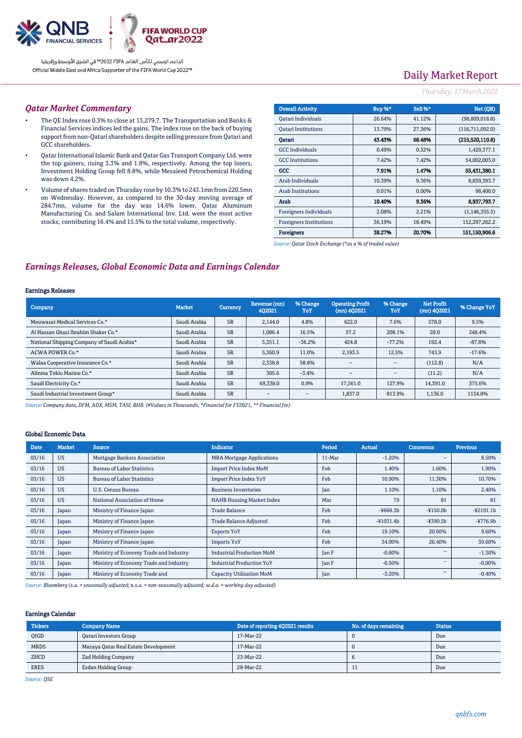Daily Market Report

*Thursday, 17 March 2022*

## *Qatar Market Commentary*

- The QE Index rose 0.3% to close at 13,279.7. The Transportation and Banks & Financial Services indices led the gains. The index rose on the back of buying support from non-Qatari shareholders despite selling pressure from Qatari and GCC shareholders.
- Qatar International Islamic Bank and Qatar Gas Transport Company Ltd. were the top gainers, rising 3.3% and 1.8%, respectively. Among the top losers, Investment Holding Group fell 8.8%, while Mesaieed Petrochemical Holding was down 4.2%.
- Volume of shares traded on Thursday rose by 10.3% to 243.1mn from 220.5mn on Wednesday. However, as compared to the 30-day moving average of 284.7mn, volume for the day was 14.6% lower. Qatar Aluminum Manufacturing Co. and Salam International Inv. Ltd. were the most active stocks, contributing 16.4% and 15.5% to the total volume, respectively.

| Overall Activity | Buy %* | Sell %* | Net (QR) |
|---|---|---|---|
| Qatari Individuals | 26.64% | 41.12% | (98,809,018.8) |
| Qatari Institutions | 13.79% | 27.36% | (116,711,092.0) |
| **Qatari** | **43.43%** | **68.48%** | **(215,520,110.8)** |
| GCC Individuals | 0.49% | 0.32% | 1,429,377.1 |
| GCC Institutions | 7.42% | 7.42% | 54,002,003.0 |
| **GCC** | **7.91%** | **1.47%** | **55,431,380.1** |
| Arab Individuals | 10.39% | 9.36% | 8,839,393.7 |
| Arab Institutions | 0.01% | 0.00% | 98,400.0 |
| **Arab** | **10.40%** | **9.36%** | **8,937,793.7** |
| Foreigners Individuals | 2.08% | 2.21% | (1,146,355.5) |
| Foreigners Institutions | 36.19% | 18.49% | 152,297,262.2 |
| **Foreigners** | **38.27%** | **20.70%** | **151,150,906.6** |

*Source: Qatar Stock Exchange (\*as a % of traded value)*

## *Earnings Releases, Global Economic Data and Earnings Calendar*

### Earnings Releases

| Company | Market | Currency | Revenue (mn) 4Q2021 | % Change YoY | Operating Profit (mn) 4Q2021 | % Change YoY | Net Profit (mn) 4Q2021 | % Change YoY |
|---|---|---|---|---|---|---|---|---|
| Mouwasat Medical Services Co.* | Saudi Arabia | SR | 2,144.0 | 4.8% | 622.0 | 7.6% | 578.0 | 9.5% |
| Al Hassan Ghazi Ibrahim Shaker Co.* | Saudi Arabia | SR | 1,086.4 | 16.5% | 37.2 | 208.1% | 28.0 | 248.4% |
| National Shipping Company of Saudi Arabia* | Saudi Arabia | SR | 5,351.1 | -36.2% | 424.8 | -77.2% | 192.4 | -87.8% |
| ACWA POWER Co.* | Saudi Arabia | SR | 5,360.9 | 11.0% | 2,193.5 | 12.5% | 743.9 | -17.6% |
| Walaa Cooperative Insurance Co.* | Saudi Arabia | SR | 2,338.8 | 58.8% | – | – | (112.8) | N/A |
| Alinma Tokio Marine Co.* | Saudi Arabia | SR | 305.6 | -3.4% | – | – | (11.2) | N/A |
| Saudi Electricity Co.* | Saudi Arabia | SR | 69,338.0 | 0.9% | 17,561.0 | 127.9% | 14,391.0 | 375.6% |
| Saudi Industrial Investment Group* | Saudi Arabia | SR | – | – | 1,837.0 | 813.9% | 1,136.0 | 1134.8% |

*Source: Company data, DFM, ADX, MSM, TASI, BHB. (#Values in Thousands, \*Financial for FY2021, \*\* Financial for)*

### Global Economic Data

| Date | Market | Source | Indicator | Period | Actual | Consensus | Previous |
|---|---|---|---|---|---|---|---|
| 03/16 | US | Mortgage Bankers Association | MBA Mortgage Applications | 11-Mar | -1.20% | – | 8.50% |
| 03/16 | US | Bureau of Labor Statistics | Import Price Index MoM | Feb | 1.40% | 1.60% | 1.90% |
| 03/16 | US | Bureau of Labor Statistics | Import Price Index YoY | Feb | 10.90% | 11.30% | 10.70% |
| 03/16 | US | U.S. Census Bureau | Business Inventories | Jan | 1.10% | 1.10% | 2.40% |
| 03/16 | US | National Association of Home | NAHB Housing Market Index | Mar | 79 | 81 | 81 |
| 03/16 | Japan | Ministry of Finance Japan | Trade Balance | Feb | -¥668.3b | -¥150.0b | -¥2191.1b |
| 03/16 | Japan | Ministry of Finance Japan | Trade Balance Adjusted | Feb | -¥1031.4b | -¥390.5b | -¥776.9b |
| 03/16 | Japan | Ministry of Finance Japan | Exports YoY | Feb | 19.10% | 20.60% | 9.60% |
| 03/16 | Japan | Ministry of Finance Japan | Imports YoY | Feb | 34.00% | 26.40% | 39.60% |
| 03/16 | Japan | Ministry of Economy Trade and Industry | Industrial Production MoM | Jan F | -0.80% | – | -1.30% |
| 03/16 | Japan | Ministry of Economy Trade and Industry | Industrial Production YoY | Jan F | -0.50% | – | -0.90% |
| 03/16 | Japan | Ministry of Economy Trade and | Capacity Utilization MoM | Jan | -3.20% | – | -0.40% |

*Source: Bloomberg (s.a. = seasonally adjusted; n.s.a. = non-seasonally adjusted; w.d.a. = working day adjusted)*

### Earnings Calendar

| Tickers | Company Name | Date of reporting 4Q2021 results | No. of days remaining | Status |
|---|---|---|---|---|
| QIGD | Qatari Investors Group | 17-Mar-22 | 0 | Due |
| MRDS | Mazaya Qatar Real Estate Development | 17-Mar-22 | 0 | Due |
| ZHCD | Zad Holding Company | 23-Mar-22 | 6 | Due |
| ERES | Ezdan Holding Group | 28-Mar-22 | 11 | Due |

*Source: QSE*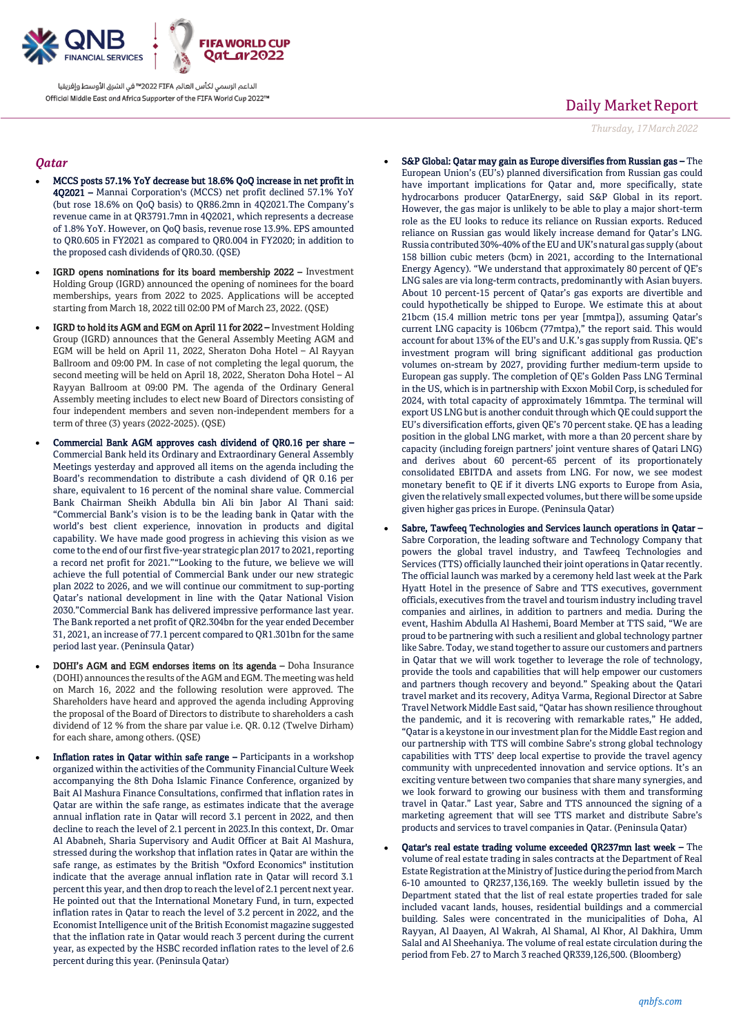## Qatar

- **MCCS posts 57.1% YoY decrease but 18.6% QoQ increase in net profit in 4Q2021 –** Mannai Corporation's (MCCS) net profit declined 57.1% YoY (but rose 18.6% on QoQ basis) to QR86.2mn in 4Q2021.The Company's revenue came in at QR3791.7mn in 4Q2021, which represents a decrease of 1.8% YoY. However, on QoQ basis, revenue rose 13.9%. EPS amounted to QR0.605 in FY2021 as compared to QR0.004 in FY2020; in addition to the proposed cash dividends of QR0.30. (QSE)

- **IGRD opens nominations for its board membership 2022 –** Investment Holding Group (IGRD) announced the opening of nominees for the board memberships, years from 2022 to 2025. Applications will be accepted starting from March 18, 2022 till 02:00 PM of March 23, 2022. (QSE)

- **IGRD to hold its AGM and EGM on April 11 for 2022 –** Investment Holding Group (IGRD) announces that the General Assembly Meeting AGM and EGM will be held on April 11, 2022, Sheraton Doha Hotel – Al Rayyan Ballroom and 09:00 PM. In case of not completing the legal quorum, the second meeting will be held on April 18, 2022, Sheraton Doha Hotel – Al Rayyan Ballroom at 09:00 PM. The agenda of the Ordinary General Assembly meeting includes to elect new Board of Directors consisting of four independent members and seven non-independent members for a term of three (3) years (2022-2025). (QSE)

- **Commercial Bank AGM approves cash dividend of QR0.16 per share –** Commercial Bank held its Ordinary and Extraordinary General Assembly Meetings yesterday and approved all items on the agenda including the Board's recommendation to distribute a cash dividend of QR 0.16 per share, equivalent to 16 percent of the nominal share value. Commercial Bank Chairman Sheikh Abdulla bin Ali bin Jabor Al Thani said: "Commercial Bank's vision is to be the leading bank in Qatar with the world's best client experience, innovation in products and digital capability. We have made good progress in achieving this vision as we come to the end of our first five-year strategic plan 2017 to 2021, reporting a record net profit for 2021.""Looking to the future, we believe we will achieve the full potential of Commercial Bank under our new strategic plan 2022 to 2026, and we will continue our commitment to sup-porting Qatar's national development in line with the Qatar National Vision 2030."Commercial Bank has delivered impressive performance last year. The Bank reported a net profit of QR2.304bn for the year ended December 31, 2021, an increase of 77.1 percent compared to QR1.301bn for the same period last year. (Peninsula Qatar)

- **DOHI's AGM and EGM endorses items on its agenda –** Doha Insurance (DOHI) announces the results of the AGM and EGM. The meeting was held on March 16, 2022 and the following resolution were approved. The Shareholders have heard and approved the agenda including Approving the proposal of the Board of Directors to distribute to shareholders a cash dividend of 12 % from the share par value i.e. QR. 0.12 (Twelve Dirham) for each share, among others. (QSE)

- **Inflation rates in Qatar within safe range –** Participants in a workshop organized within the activities of the Community Financial Culture Week accompanying the 8th Doha Islamic Finance Conference, organized by Bait Al Mashura Finance Consultations, confirmed that inflation rates in Qatar are within the safe range, as estimates indicate that the average annual inflation rate in Qatar will record 3.1 percent in 2022, and then decline to reach the level of 2.1 percent in 2023.In this context, Dr. Omar Al Ababneh, Sharia Supervisory and Audit Officer at Bait Al Mashura, stressed during the workshop that inflation rates in Qatar are within the safe range, as estimates by the British "Oxford Economics" institution indicate that the average annual inflation rate in Qatar will record 3.1 percent this year, and then drop to reach the level of 2.1 percent next year. He pointed out that the International Monetary Fund, in turn, expected inflation rates in Qatar to reach the level of 3.2 percent in 2022, and the Economist Intelligence unit of the British Economist magazine suggested that the inflation rate in Qatar would reach 3 percent during the current year, as expected by the HSBC recorded inflation rates to the level of 2.6 percent during this year. (Peninsula Qatar)

- **S&P Global: Qatar may gain as Europe diversifies from Russian gas –** The European Union's (EU's) planned diversification from Russian gas could have important implications for Qatar and, more specifically, state hydrocarbons producer QatarEnergy, said S&P Global in its report. However, the gas major is unlikely to be able to play a major short-term role as the EU looks to reduce its reliance on Russian exports. Reduced reliance on Russian gas would likely increase demand for Qatar's LNG. Russia contributed 30%-40% of the EU and UK's natural gas supply (about 158 billion cubic meters (bcm) in 2021, according to the International Energy Agency). "We understand that approximately 80 percent of QE's LNG sales are via long-term contracts, predominantly with Asian buyers. About 10 percent-15 percent of Qatar's gas exports are divertible and could hypothetically be shipped to Europe. We estimate this at about 21bcm (15.4 million metric tons per year [mmtpa]), assuming Qatar's current LNG capacity is 106bcm (77mtpa)," the report said. This would account for about 13% of the EU's and U.K.'s gas supply from Russia. QE's investment program will bring significant additional gas production volumes on-stream by 2027, providing further medium-term upside to European gas supply. The completion of QE's Golden Pass LNG Terminal in the US, which is in partnership with Exxon Mobil Corp, is scheduled for 2024, with total capacity of approximately 16mmtpa. The terminal will export US LNG but is another conduit through which QE could support the EU's diversification efforts, given QE's 70 percent stake. QE has a leading position in the global LNG market, with more a than 20 percent share by capacity (including foreign partners' joint venture shares of Qatari LNG) and derives about 60 percent-65 percent of its proportionately consolidated EBITDA and assets from LNG. For now, we see modest monetary benefit to QE if it diverts LNG exports to Europe from Asia, given the relatively small expected volumes, but there will be some upside given higher gas prices in Europe. (Peninsula Qatar)

- **Sabre, Tawfeeq Technologies and Services launch operations in Qatar –** Sabre Corporation, the leading software and Technology Company that powers the global travel industry, and Tawfeeq Technologies and Services (TTS) officially launched their joint operations in Qatar recently. The official launch was marked by a ceremony held last week at the Park Hyatt Hotel in the presence of Sabre and TTS executives, government officials, executives from the travel and tourism industry including travel companies and airlines, in addition to partners and media. During the event, Hashim Abdulla Al Hashemi, Board Member at TTS said, "We are proud to be partnering with such a resilient and global technology partner like Sabre. Today, we stand together to assure our customers and partners in Qatar that we will work together to leverage the role of technology, provide the tools and capabilities that will help empower our customers and partners through recovery and beyond." Speaking about the Qatari travel market and its recovery, Aditya Varma, Regional Director at Sabre Travel Network Middle East said, "Qatar has shown resilience throughout the pandemic, and it is recovering with remarkable rates," He added, "Qatar is a keystone in our investment plan for the Middle East region and our partnership with TTS will combine Sabre's strong global technology capabilities with TTS' deep local expertise to provide the travel agency community with unprecedented innovation and service options. It's an exciting venture between two companies that share many synergies, and we look forward to growing our business with them and transforming travel in Qatar." Last year, Sabre and TTS announced the signing of a marketing agreement that will see TTS market and distribute Sabre's products and services to travel companies in Qatar. (Peninsula Qatar)

- **Qatar's real estate trading volume exceeded QR237mn last week –** The volume of real estate trading in sales contracts at the Department of Real Estate Registration at the Ministry of Justice during the period from March 6-10 amounted to QR237,136,169. The weekly bulletin issued by the Department stated that the list of real estate properties traded for sale included vacant lands, houses, residential buildings and a commercial building. Sales were concentrated in the municipalities of Doha, Al Rayyan, Al Daayen, Al Wakrah, Al Shamal, Al Khor, Al Dakhira, Umm Salal and Al Sheehaniya. The volume of real estate circulation during the period from Feb. 27 to March 3 reached QR339,126,500. (Bloomberg)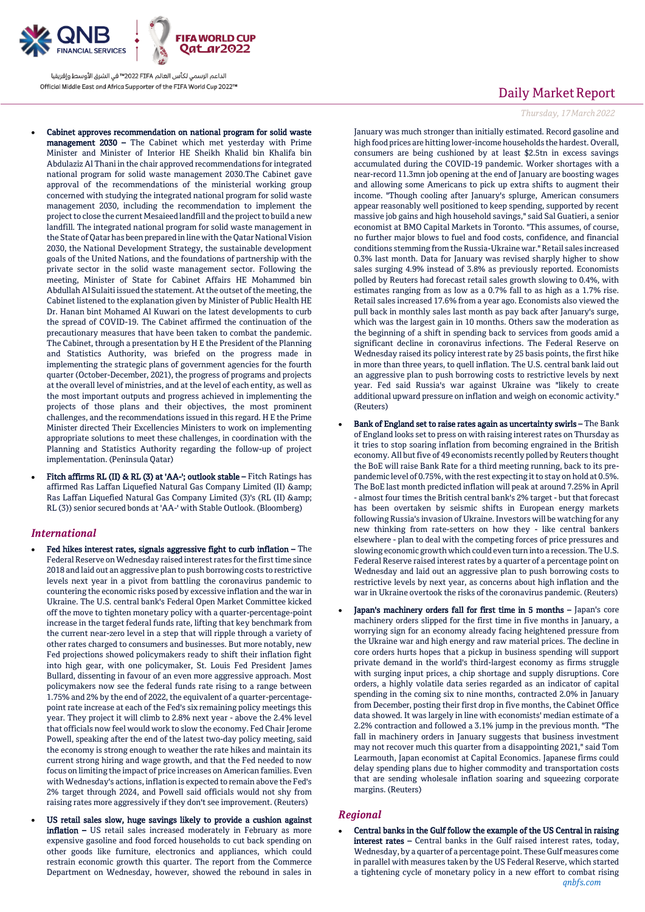- **Cabinet approves recommendation on national program for solid waste management 2030 –** The Cabinet which met yesterday with Prime Minister and Minister of Interior HE Sheikh Khalid bin Khalifa bin Abdulaziz Al Thani in the chair approved recommendations for integrated national program for solid waste management 2030.The Cabinet gave approval of the recommendations of the ministerial working group concerned with studying the integrated national program for solid waste management 2030, including the recommendation to implement the project to close the current Mesaieed landfill and the project to build a new landfill. The integrated national program for solid waste management in the State of Qatar has been prepared in line with the Qatar National Vision 2030, the National Development Strategy, the sustainable development goals of the United Nations, and the foundations of partnership with the private sector in the solid waste management sector. Following the meeting, Minister of State for Cabinet Affairs HE Mohammed bin Abdullah Al Sulaiti issued the statement. At the outset of the meeting, the Cabinet listened to the explanation given by Minister of Public Health HE Dr. Hanan bint Mohamed Al Kuwari on the latest developments to curb the spread of COVID-19. The Cabinet affirmed the continuation of the precautionary measures that have been taken to combat the pandemic. The Cabinet, through a presentation by H E the President of the Planning and Statistics Authority, was briefed on the progress made in implementing the strategic plans of government agencies for the fourth quarter (October-December, 2021), the progress of programs and projects at the overall level of ministries, and at the level of each entity, as well as the most important outputs and progress achieved in implementing the projects of those plans and their objectives, the most prominent challenges, and the recommendations issued in this regard. H E the Prime Minister directed Their Excellencies Ministers to work on implementing appropriate solutions to meet these challenges, in coordination with the Planning and Statistics Authority regarding the follow-up of project implementation. (Peninsula Qatar)

- **Fitch affirms RL (II) & RL (3) at 'AA-'; outlook stable –** Fitch Ratings has affirmed Ras Laffan Liquefied Natural Gas Company Limited (II) &amp; Ras Laffan Liquefied Natural Gas Company Limited (3)'s (RL (II) &amp; RL (3)) senior secured bonds at 'AA-' with Stable Outlook. (Bloomberg)

## International

- **Fed hikes interest rates, signals aggressive fight to curb inflation –** The Federal Reserve on Wednesday raised interest rates for the first time since 2018 and laid out an aggressive plan to push borrowing costs to restrictive levels next year in a pivot from battling the coronavirus pandemic to countering the economic risks posed by excessive inflation and the war in Ukraine. The U.S. central bank's Federal Open Market Committee kicked off the move to tighten monetary policy with a quarter-percentage-point increase in the target federal funds rate, lifting that key benchmark from the current near-zero level in a step that will ripple through a variety of other rates charged to consumers and businesses. But more notably, new Fed projections showed policymakers ready to shift their inflation fight into high gear, with one policymaker, St. Louis Fed President James Bullard, dissenting in favour of an even more aggressive approach. Most policymakers now see the federal funds rate rising to a range between 1.75% and 2% by the end of 2022, the equivalent of a quarter-percentage-point rate increase at each of the Fed's six remaining policy meetings this year. They project it will climb to 2.8% next year - above the 2.4% level that officials now feel would work to slow the economy. Fed Chair Jerome Powell, speaking after the end of the latest two-day policy meeting, said the economy is strong enough to weather the rate hikes and maintain its current strong hiring and wage growth, and that the Fed needed to now focus on limiting the impact of price increases on American families. Even with Wednesday's actions, inflation is expected to remain above the Fed's 2% target through 2024, and Powell said officials would not shy from raising rates more aggressively if they don't see improvement. (Reuters)

- **US retail sales slow, huge savings likely to provide a cushion against inflation –** US retail sales increased moderately in February as more expensive gasoline and food forced households to cut back spending on other goods like furniture, electronics and appliances, which could restrain economic growth this quarter. The report from the Commerce Department on Wednesday, however, showed the rebound in sales in January was much stronger than initially estimated. Record gasoline and high food prices are hitting lower-income households the hardest. Overall, consumers are being cushioned by at least $2.5tn in excess savings accumulated during the COVID-19 pandemic. Worker shortages with a near-record 11.3mn job opening at the end of January are boosting wages and allowing some Americans to pick up extra shifts to augment their income. "Though cooling after January's splurge, American consumers appear reasonably well positioned to keep spending, supported by recent massive job gains and high household savings," said Sal Guatieri, a senior economist at BMO Capital Markets in Toronto. "This assumes, of course, no further major blows to fuel and food costs, confidence, and financial conditions stemming from the Russia-Ukraine war." Retail sales increased 0.3% last month. Data for January was revised sharply higher to show sales surging 4.9% instead of 3.8% as previously reported. Economists polled by Reuters had forecast retail sales growth slowing to 0.4%, with estimates ranging from as low as a 0.7% fall to as high as a 1.7% rise. Retail sales increased 17.6% from a year ago. Economists also viewed the pull back in monthly sales last month as pay back after January's surge, which was the largest gain in 10 months. Others saw the moderation as the beginning of a shift in spending back to services from goods amid a significant decline in coronavirus infections. The Federal Reserve on Wednesday raised its policy interest rate by 25 basis points, the first hike in more than three years, to quell inflation. The U.S. central bank laid out an aggressive plan to push borrowing costs to restrictive levels by next year. Fed said Russia's war against Ukraine was "likely to create additional upward pressure on inflation and weigh on economic activity." (Reuters)

- **Bank of England set to raise rates again as uncertainty swirls –** The Bank of England looks set to press on with raising interest rates on Thursday as it tries to stop soaring inflation from becoming engrained in the British economy. All but five of 49 economists recently polled by Reuters thought the BoE will raise Bank Rate for a third meeting running, back to its pre-pandemic level of 0.75%, with the rest expecting it to stay on hold at 0.5%. The BoE last month predicted inflation will peak at around 7.25% in April - almost four times the British central bank's 2% target - but that forecast has been overtaken by seismic shifts in European energy markets following Russia's invasion of Ukraine. Investors will be watching for any new thinking from rate-setters on how they - like central bankers elsewhere - plan to deal with the competing forces of price pressures and slowing economic growth which could even turn into a recession. The U.S. Federal Reserve raised interest rates by a quarter of a percentage point on Wednesday and laid out an aggressive plan to push borrowing costs to restrictive levels by next year, as concerns about high inflation and the war in Ukraine overtook the risks of the coronavirus pandemic. (Reuters)

- **Japan's machinery orders fall for first time in 5 months –** Japan's core machinery orders slipped for the first time in five months in January, a worrying sign for an economy already facing heightened pressure from the Ukraine war and high energy and raw material prices. The decline in core orders hurts hopes that a pickup in business spending will support private demand in the world's third-largest economy as firms struggle with surging input prices, a chip shortage and supply disruptions. Core orders, a highly volatile data series regarded as an indicator of capital spending in the coming six to nine months, contracted 2.0% in January from December, posting their first drop in five months, the Cabinet Office data showed. It was largely in line with economists' median estimate of a 2.2% contraction and followed a 3.1% jump in the previous month. "The fall in machinery orders in January suggests that business investment may not recover much this quarter from a disappointing 2021," said Tom Learmouth, Japan economist at Capital Economics. Japanese firms could delay spending plans due to higher commodity and transportation costs that are sending wholesale inflation soaring and squeezing corporate margins. (Reuters)

## Regional

- **Central banks in the Gulf follow the example of the US Central in raising interest rates –** Central banks in the Gulf raised interest rates, today, Wednesday, by a quarter of a percentage point. These Gulf measures come in parallel with measures taken by the US Federal Reserve, which started a tightening cycle of monetary policy in a new effort to combat rising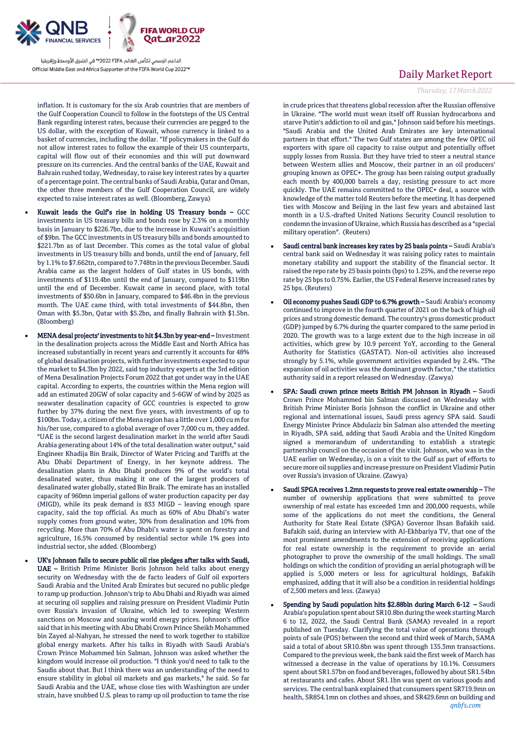inflation. It is customary for the six Arab countries that are members of the Gulf Cooperation Council to follow in the footsteps of the US Central Bank regarding interest rates, because their currencies are pegged to the US dollar, with the exception of Kuwait, whose currency is linked to a basket of currencies, including the dollar. "If policymakers in the Gulf do not allow interest rates to follow the example of their US counterparts, capital will flow out of their economies and this will put downward pressure on its currencies. And the central banks of the UAE, Kuwait and Bahrain rushed today, Wednesday, to raise key interest rates by a quarter of a percentage point. The central banks of Saudi Arabia, Qatar and Oman, the other three members of the Gulf Cooperation Council, are widely expected to raise interest rates as well. (Bloomberg, Zawya)

- **Kuwait leads the Gulf's rise in holding US Treasury bonds –** GCC investments in US treasury bills and bonds rose by 2.3% on a monthly basis in January to $226.7bn, due to the increase in Kuwait's acquisition of $9bn. The GCC investments in US treasury bills and bonds amounted to $221.7bn as of last December. This comes as the total value of global investments in US treasury bills and bonds, until the end of January, fell by 1.1% to $7.662tn, compared to 7.748tn in the previous December. Saudi Arabia came as the largest holders of Gulf states in US bonds, with investments of $119.4bn until the end of January, compared to $119bn until the end of December. Kuwait came in second place, with total investments of $50.6bn in January, compared to $46.4bn in the previous month. The UAE came third, with total investments of $44.8bn, then Oman with $5.3bn, Qatar with $5.2bn, and finally Bahrain with $1.5bn. (Bloomberg)

- **MENA desal projects' investments to hit $4.3bn by year-end –** Investment in the desalination projects across the Middle East and North Africa has increased substantially in recent years and currently it accounts for 48% of global desalination projects, with further investments expected to spur the market to $4.3bn by 2022, said top industry experts at the 3rd edition of Mena Desalination Projects Forum 2022 that got under way in the UAE capital. According to experts, the countries within the Mena region will add an estimated 20GW of solar capacity and 5-6GW of wind by 2025 as seawater desalination capacity of GCC countries is expected to grow further by 37% during the next five years, with investments of up to $100bn. Today, a citizen of the Mena region has a little over 1,000 cu m for his/her use, compared to a global average of over 7,000 cu m, they added. "UAE is the second largest desalination market in the world after Saudi Arabia generating about 14% of the total desalination water output," said Engineer Khadija Bin Braik, Director of Water Pricing and Tariffs at the Abu Dhabi Department of Energy, in her keynote address. The desalination plants in Abu Dhabi produces 9% of the world's total desalinated water, thus making it one of the largest producers of desalinated water globally, stated Bin Braik. The emirate has an installed capacity of 960mn imperial gallons of water production capacity per day (MIGD), while its peak demand is 833 MIGD – leaving enough spare capacity, said the top official. As much as 60% of Abu Dhabi's water supply comes from ground water, 30% from desalination and 10% from recycling. More than 70% of Abu Dhabi's water is spent on forestry and agriculture, 16.5% consumed by residential sector while 1% goes into industrial sector, she added. (Bloomberg)

- **UK's Johnson fails to secure public oil rise pledges after talks with Saudi, UAE –** British Prime Minister Boris Johnson held talks about energy security on Wednesday with the de facto leaders of Gulf oil exporters Saudi Arabia and the United Arab Emirates but secured no public pledge to ramp up production. Johnson's trip to Abu Dhabi and Riyadh was aimed at securing oil supplies and raising pressure on President Vladimir Putin over Russia's invasion of Ukraine, which led to sweeping Western sanctions on Moscow and soaring world energy prices. Johnson's office said that in his meeting with Abu Dhabi Crown Prince Sheikh Mohammed bin Zayed al-Nahyan, he stressed the need to work together to stabilize global energy markets. After his talks in Riyadh with Saudi Arabia's Crown Prince Mohammed bin Salman, Johnson was asked whether the kingdom would increase oil production. "I think you'd need to talk to the Saudis about that. But I think there was an understanding of the need to ensure stability in global oil markets and gas markets," he said. So far Saudi Arabia and the UAE, whose close ties with Washington are under strain, have snubbed U.S. pleas to ramp up oil production to tame the rise in crude prices that threatens global recession after the Russian offensive in Ukraine. "The world must wean itself off Russian hydrocarbons and starve Putin's addiction to oil and gas," Johnson said before his meetings. "Saudi Arabia and the United Arab Emirates are key international partners in that effort." The two Gulf states are among the few OPEC oil exporters with spare oil capacity to raise output and potentially offset supply losses from Russia. But they have tried to steer a neutral stance between Western allies and Moscow, their partner in an oil producers' grouping known as OPEC+. The group has been raising output gradually each month by 400,000 barrels a day, resisting pressure to act more quickly. The UAE remains committed to the OPEC+ deal, a source with knowledge of the matter told Reuters before the meeting. It has deepened ties with Moscow and Beijing in the last few years and abstained last month in a U.S.-drafted United Nations Security Council resolution to condemn the invasion of Ukraine, which Russia has described as a "special military operation". (Reuters)

- **Saudi central bank increases key rates by 25 basis points –** Saudi Arabia's central bank said on Wednesday it was raising policy rates to maintain monetary stability and support the stability of the financial sector. It raised the repo rate by 25 basis points (bps) to 1.25%, and the reverse repo rate by 25 bps to 0.75%. Earlier, the US Federal Reserve increased rates by 25 bps. (Reuters)

- **Oil economy pushes Saudi GDP to 6.7% growth –** Saudi Arabia's economy continued to improve in the fourth quarter of 2021 on the back of high oil prices and strong domestic demand. The country's gross domestic product (GDP) jumped by 6.7% during the quarter compared to the same period in 2020. The growth was to a large extent due to the high increase in oil activities, which grew by 10.9 percent YoY, according to the General Authority for Statistics (GASTAT). Non-oil activities also increased strongly by 5.1%, while government activities expanded by 2.4%. "The expansion of oil activities was the dominant growth factor," the statistics authority said in a report released on Wednesday. (Zawya)

- **SPA: Saudi crown prince meets British PM Johnson in Riyadh –** Saudi Crown Prince Mohammed bin Salman discussed on Wednesday with British Prime Minister Boris Johnson the conflict in Ukraine and other regional and international issues, Saudi press agency SPA said. Saudi Energy Minister Prince Abdulaziz bin Salman also attended the meeting in Riyadh, SPA said, adding that Saudi Arabia and the United Kingdom signed a memorandum of understanding to establish a strategic partnership council on the occasion of the visit. Johnson, who was in the UAE earlier on Wednesday, is on a visit to the Gulf as part of efforts to secure more oil supplies and increase pressure on President Vladimir Putin over Russia's invasion of Ukraine. (Zawya)

- **Saudi SPGA receives 1.2mn requests to prove real estate ownership –** The number of ownership applications that were submitted to prove ownership of real estate has exceeded 1mn and 200,000 requests, while some of the applications do not meet the conditions, the General Authority for State Real Estate (SPGA) Governor Ihsan Bafakih said. Bafakih said, during an interview with Al-Ekhbariya TV, that one of the most prominent amendments to the extension of receiving applications for real estate ownership is the requirement to provide an aerial photographer to prove the ownership of the small holdings. The small holdings on which the condition of providing an aerial photograph will be applied is 5,000 meters or less for agricultural holdings, Bafakih emphasized, adding that it will also be a condition in residential holdings of 2,500 meters and less. (Zawya)

- **Spending by Saudi population hits $2.88bln during March 6-12 –** Saudi Arabia's population spent about SR10.8bn during the week starting March 6 to 12, 2022, the Saudi Central Bank (SAMA) revealed in a report published on Tuesday. Clarifying the total value of operations through points of sale (POS) between the second and third week of March, SAMA said a total of about SR10.8bn was spent through 135.3mn transactions. Compared to the previous week, the bank said the first week of March has witnessed a decrease in the value of operations by 10.1%. Consumers spent about SR1.57bn on food and beverages, followed by about SR1.54bn at restaurants and cafes. About SR1.1bn was spent on various goods and services. The central bank explained that consumers spent SR719.9mn on health, SR854.1mn on clothes and shoes, and SR429.6mn on building and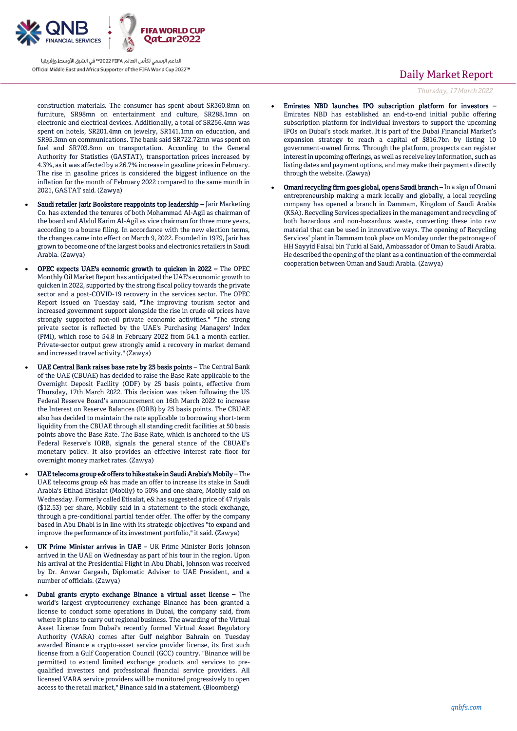construction materials. The consumer has spent about SR360.8mn on furniture, SR98mn on entertainment and culture, SR288.1mn on electronic and electrical devices. Additionally, a total of SR256.4mn was spent on hotels, SR201.4mn on jewelry, SR141.1mn on education, and SR95.3mn on communications. The bank said SR722.72mn was spent on fuel and SR703.8mn on transportation. According to the General Authority for Statistics (GASTAT), transportation prices increased by 4.3%, as it was affected by a 26.7% increase in gasoline prices in February. The rise in gasoline prices is considered the biggest influence on the inflation for the month of February 2022 compared to the same month in 2021, GASTAT said. (Zawya)

- **Saudi retailer Jarir Bookstore reappoints top leadership –** Jarir Marketing Co. has extended the tenures of both Mohammad Al-Agil as chairman of the board and Abdul Karim Al-Agil as vice chairman for three more years, according to a bourse filing. In accordance with the new election terms, the changes came into effect on March 9, 2022. Founded in 1979, Jarir has grown to become one of the largest books and electronics retailers in Saudi Arabia. (Zawya)
- **OPEC expects UAE's economic growth to quicken in 2022 –** The OPEC Monthly Oil Market Report has anticipated the UAE's economic growth to quicken in 2022, supported by the strong fiscal policy towards the private sector and a post-COVID-19 recovery in the services sector. The OPEC Report issued on Tuesday said, "The improving tourism sector and increased government support alongside the rise in crude oil prices have strongly supported non-oil private economic activities." "The strong private sector is reflected by the UAE's Purchasing Managers' Index (PMI), which rose to 54.8 in February 2022 from 54.1 a month earlier. Private-sector output grew strongly amid a recovery in market demand and increased travel activity." (Zawya)
- **UAE Central Bank raises base rate by 25 basis points –** The Central Bank of the UAE (CBUAE) has decided to raise the Base Rate applicable to the Overnight Deposit Facility (ODF) by 25 basis points, effective from Thursday, 17th March 2022. This decision was taken following the US Federal Reserve Board's announcement on 16th March 2022 to increase the Interest on Reserve Balances (IORB) by 25 basis points. The CBUAE also has decided to maintain the rate applicable to borrowing short-term liquidity from the CBUAE through all standing credit facilities at 50 basis points above the Base Rate. The Base Rate, which is anchored to the US Federal Reserve's IORB, signals the general stance of the CBUAE's monetary policy. It also provides an effective interest rate floor for overnight money market rates. (Zawya)
- **UAE telecoms group e& offers to hike stake in Saudi Arabia's Mobily –** The UAE telecoms group e& has made an offer to increase its stake in Saudi Arabia's Etihad Etisalat (Mobily) to 50% and one share, Mobily said on Wednesday. Formerly called Etisalat, e& has suggested a price of 47 riyals ($12.53) per share, Mobily said in a statement to the stock exchange, through a pre-conditional partial tender offer. The offer by the company based in Abu Dhabi is in line with its strategic objectives "to expand and improve the performance of its investment portfolio," it said. (Zawya)
- **UK Prime Minister arrives in UAE –** UK Prime Minister Boris Johnson arrived in the UAE on Wednesday as part of his tour in the region. Upon his arrival at the Presidential Flight in Abu Dhabi, Johnson was received by Dr. Anwar Gargash, Diplomatic Adviser to UAE President, and a number of officials. (Zawya)
- **Dubai grants crypto exchange Binance a virtual asset license –** The world's largest cryptocurrency exchange Binance has been granted a license to conduct some operations in Dubai, the company said, from where it plans to carry out regional business. The awarding of the Virtual Asset License from Dubai's recently formed Virtual Asset Regulatory Authority (VARA) comes after Gulf neighbor Bahrain on Tuesday awarded Binance a crypto-asset service provider license, its first such license from a Gulf Cooperation Council (GCC) country. "Binance will be permitted to extend limited exchange products and services to pre-qualified investors and professional financial service providers. All licensed VARA service providers will be monitored progressively to open access to the retail market," Binance said in a statement. (Bloomberg)
- **Emirates NBD launches IPO subscription platform for investors –** Emirates NBD has established an end-to-end initial public offering subscription platform for individual investors to support the upcoming IPOs on Dubai's stock market. It is part of the Dubai Financial Market's expansion strategy to reach a capital of $816.7bn by listing 10 government-owned firms. Through the platform, prospects can register interest in upcoming offerings, as well as receive key information, such as listing dates and payment options, and may make their payments directly through the website. (Zawya)
- **Omani recycling firm goes global, opens Saudi branch –** In a sign of Omani entrepreneurship making a mark locally and globally, a local recycling company has opened a branch in Dammam, Kingdom of Saudi Arabia (KSA). Recycling Services specializes in the management and recycling of both hazardous and non-hazardous waste, converting these into raw material that can be used in innovative ways. The opening of Recycling Services' plant in Dammam took place on Monday under the patronage of HH Sayyid Faisal bin Turki al Said, Ambassador of Oman to Saudi Arabia. He described the opening of the plant as a continuation of the commercial cooperation between Oman and Saudi Arabia. (Zawya)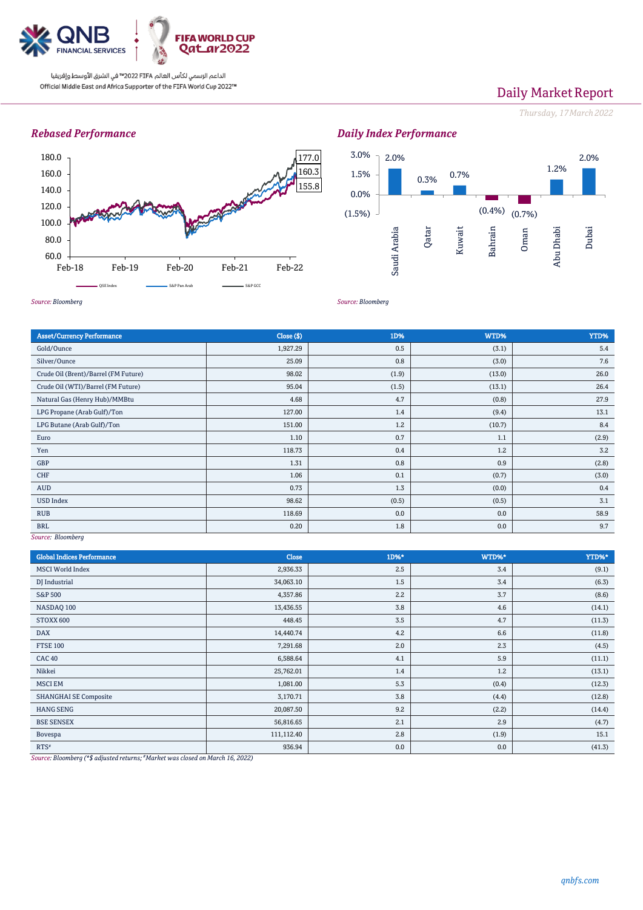# Daily Market Report

*Thursday, 17 March 2022*

### *Rebased Performance*

*Source: Bloomberg*

### *Daily Index Performance*

*Source: Bloomberg*

| Asset/Currency Performance | Close ($) | 1D% | WTD% | YTD% |
|---|---|---|---|---|
| Gold/Ounce | 1,927.29 | 0.5 | (3.1) | 5.4 |
| Silver/Ounce | 25.09 | 0.8 | (3.0) | 7.6 |
| Crude Oil (Brent)/Barrel (FM Future) | 98.02 | (1.9) | (13.0) | 26.0 |
| Crude Oil (WTI)/Barrel (FM Future) | 95.04 | (1.5) | (13.1) | 26.4 |
| Natural Gas (Henry Hub)/MMBtu | 4.68 | 4.7 | (0.8) | 27.9 |
| LPG Propane (Arab Gulf)/Ton | 127.00 | 1.4 | (9.4) | 13.1 |
| LPG Butane (Arab Gulf)/Ton | 151.00 | 1.2 | (10.7) | 8.4 |
| Euro | 1.10 | 0.7 | 1.1 | (2.9) |
| Yen | 118.73 | 0.4 | 1.2 | 3.2 |
| GBP | 1.31 | 0.8 | 0.9 | (2.8) |
| CHF | 1.06 | 0.1 | (0.7) | (3.0) |
| AUD | 0.73 | 1.3 | (0.0) | 0.4 |
| USD Index | 98.62 | (0.5) | (0.5) | 3.1 |
| RUB | 118.69 | 0.0 | 0.0 | 58.9 |
| BRL | 0.20 | 1.8 | 0.0 | 9.7 |

*Source: Bloomberg*

| Global Indices Performance | Close | 1D%* | WTD%* | YTD%* |
|---|---|---|---|---|
| MSCI World Index | 2,936.33 | 2.5 | 3.4 | (9.1) |
| DJ Industrial | 34,063.10 | 1.5 | 3.4 | (6.3) |
| S&P 500 | 4,357.86 | 2.2 | 3.7 | (8.6) |
| NASDAQ 100 | 13,436.55 | 3.8 | 4.6 | (14.1) |
| STOXX 600 | 448.45 | 3.5 | 4.7 | (11.3) |
| DAX | 14,440.74 | 4.2 | 6.6 | (11.8) |
| FTSE 100 | 7,291.68 | 2.0 | 2.3 | (4.5) |
| CAC 40 | 6,588.64 | 4.1 | 5.9 | (11.1) |
| Nikkei | 25,762.01 | 1.4 | 1.2 | (13.1) |
| MSCI EM | 1,081.00 | 5.3 | (0.4) | (12.3) |
| SHANGHAI SE Composite | 3,170.71 | 3.8 | (4.4) | (12.8) |
| HANG SENG | 20,087.50 | 9.2 | (2.2) | (14.4) |
| BSE SENSEX | 56,816.65 | 2.1 | 2.9 | (4.7) |
| Bovespa | 111,112.40 | 2.8 | (1.9) | 15.1 |
| RTS# | 936.94 | 0.0 | 0.0 | (41.3) |

*Source: Bloomberg (*$ adjusted returns; #Market was closed on March 16, 2022)*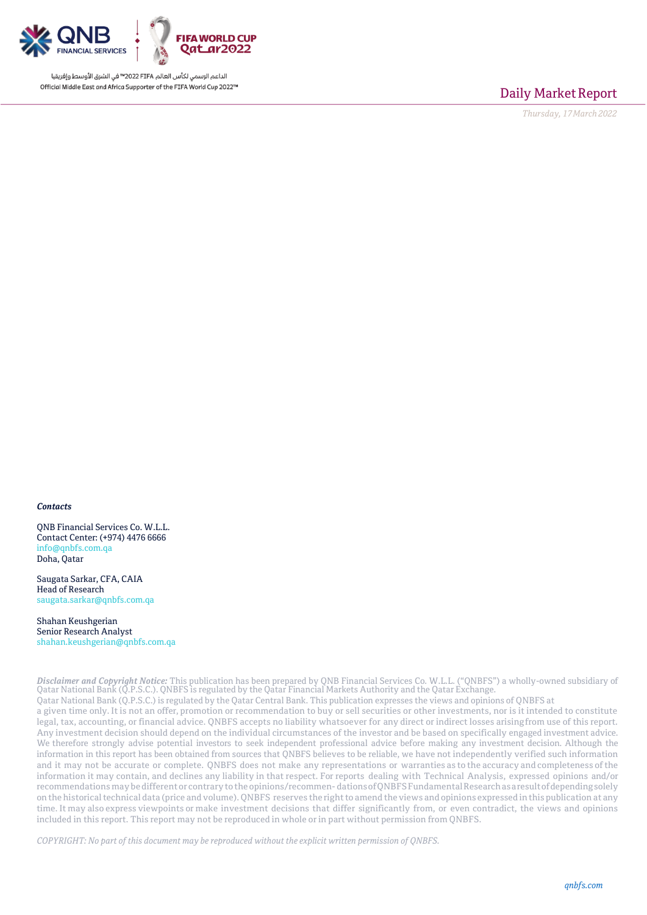الداعم الرسمي لكأس العالم FIFA 2022™ في الشرق الأوسط وإفريقيا

Official Middle East and Africa Supporter of the FIFA World Cup 2022™

Daily Market Report

*Thursday, 17 March 2022*

***Contacts***

QNB Financial Services Co. W.L.L.
Contact Center: (+974) 4476 6666
info@qnbfs.com.qa
Doha, Qatar

Saugata Sarkar, CFA, CAIA
Head of Research
saugata.sarkar@qnbfs.com.qa

Shahan Keushgerian
Senior Research Analyst
shahan.keushgerian@qnbfs.com.qa

***Disclaimer and Copyright Notice:*** This publication has been prepared by QNB Financial Services Co. W.L.L. ("QNBFS") a wholly-owned subsidiary of Qatar National Bank (Q.P.S.C.). QNBFS is regulated by the Qatar Financial Markets Authority and the Qatar Exchange. Qatar National Bank (Q.P.S.C.) is regulated by the Qatar Central Bank. This publication expresses the views and opinions of QNBFS at a given time only. It is not an offer, promotion or recommendation to buy or sell securities or other investments, nor is it intended to constitute legal, tax, accounting, or financial advice. QNBFS accepts no liability whatsoever for any direct or indirect losses arising from use of this report. Any investment decision should depend on the individual circumstances of the investor and be based on specifically engaged investment advice. We therefore strongly advise potential investors to seek independent professional advice before making any investment decision. Although the information in this report has been obtained from sources that QNBFS believes to be reliable, we have not independently verified such information and it may not be accurate or complete. QNBFS does not make any representations or warranties as to the accuracy and completeness of the information it may contain, and declines any liability in that respect. For reports dealing with Technical Analysis, expressed opinions and/or recommendations may be different or contrary to the opinions/recommen- dations of QNBFS Fundamental Research as a result of depending solely on the historical technical data (price and volume). QNBFS reserves the right to amend the views and opinions expressed in this publication at any time. It may also express viewpoints or make investment decisions that differ significantly from, or even contradict, the views and opinions included in this report. This report may not be reproduced in whole or in part without permission from QNBFS.

*COPYRIGHT: No part of this document may be reproduced without the explicit written permission of QNBFS.*

*qnbfs.com*